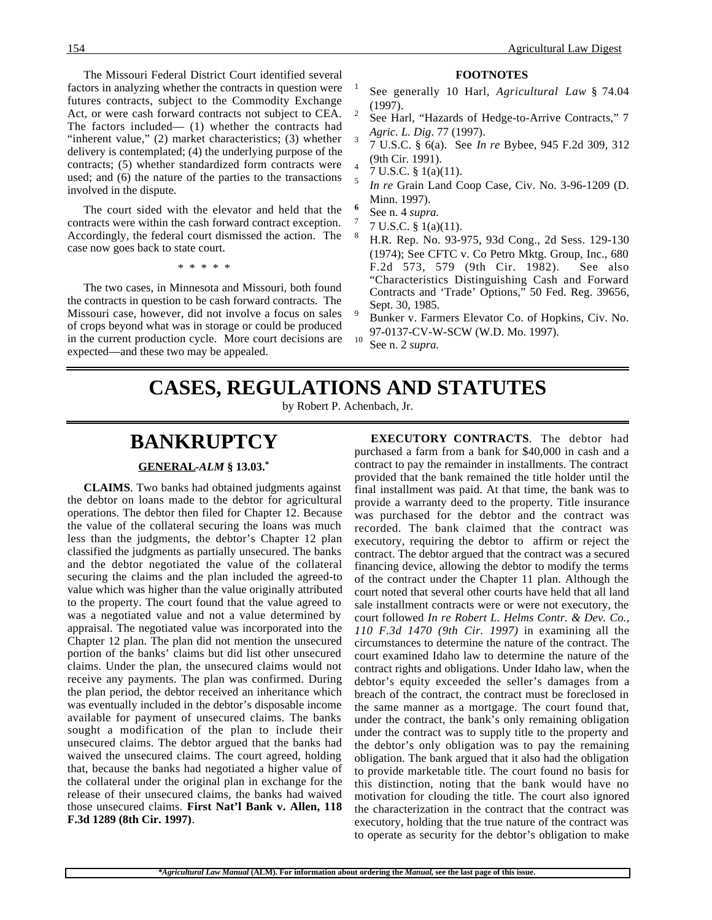The Missouri Federal District Court identified several factors in analyzing whether the contracts in question were futures contracts, subject to the Commodity Exchange Act, or were cash forward contracts not subject to CEA. The factors included— (1) whether the contracts had "inherent value," (2) market characteristics; (3) whether delivery is contemplated; (4) the underlying purpose of the contracts; (5) whether standardized form contracts were used; and (6) the nature of the parties to the transactions involved in the dispute.

The court sided with the elevator and held that the contracts were within the cash forward contract exception. Accordingly, the federal court dismissed the action. The case now goes back to state court.

\* \* \* \* \*

The two cases, in Minnesota and Missouri, both found the contracts in question to be cash forward contracts. The Missouri case, however, did not involve a focus on sales of crops beyond what was in storage or could be produced in the current production cycle. More court decisions are expected—and these two may be appealed.

**FOOTNOTES**

[1] See generally 10 Harl, *Agricultural Law* § 74.04 (1997).

[2] See Harl, "Hazards of Hedge-to-Arrive Contracts," 7 *Agric. L. Dig*. 77 (1997).

[3] 7 U.S.C. § 6(a). See *In re* Bybee, 945 F.2d 309, 312 (9th Cir. 1991).

[4] 7 U.S.C. § 1(a)(11).

[5] *In re* Grain Land Coop Case, Civ. No. 3-96-1209 (D. Minn. 1997).

[6] See n. 4 *supra.*

[7] 7 U.S.C. § 1(a)(11).

[8] H.R. Rep. No. 93-975, 93d Cong., 2d Sess. 129-130 (1974); See CFTC v. Co Petro Mktg. Group, Inc., 680 F.2d 573, 579 (9th Cir. 1982). See also "Characteristics Distinguishing Cash and Forward Contracts and 'Trade' Options," 50 Fed. Reg. 39656, Sept. 30, 1985.

[9] Bunker v. Farmers Elevator Co. of Hopkins, Civ. No. 97-0137-CV-W-SCW (W.D. Mo. 1997).

[10] See n. 2 *supra.*

# CASES, REGULATIONS AND STATUTES

by Robert P. Achenbach, Jr.

## BANKRUPTCY

### GENERAL -*ALM* § 13.03.*

**CLAIMS**. Two banks had obtained judgments against the debtor on loans made to the debtor for agricultural operations. The debtor then filed for Chapter 12. Because the value of the collateral securing the loans was much less than the judgments, the debtor's Chapter 12 plan classified the judgments as partially unsecured. The banks and the debtor negotiated the value of the collateral securing the claims and the plan included the agreed-to value which was higher than the value originally attributed to the property. The court found that the value agreed to was a negotiated value and not a value determined by appraisal. The negotiated value was incorporated into the Chapter 12 plan. The plan did not mention the unsecured portion of the banks' claims but did list other unsecured claims. Under the plan, the unsecured claims would not receive any payments. The plan was confirmed. During the plan period, the debtor received an inheritance which was eventually included in the debtor's disposable income available for payment of unsecured claims. The banks sought a modification of the plan to include their unsecured claims. The debtor argued that the banks had waived the unsecured claims. The court agreed, holding that, because the banks had negotiated a higher value of the collateral under the original plan in exchange for the release of their unsecured claims, the banks had waived those unsecured claims. **First Nat'l Bank v. Allen, 118 F.3d 1289 (8th Cir. 1997)**.

**EXECUTORY CONTRACTS**. The debtor had purchased a farm from a bank for $40,000 in cash and a contract to pay the remainder in installments. The contract provided that the bank remained the title holder until the final installment was paid. At that time, the bank was to provide a warranty deed to the property. Title insurance was purchased for the debtor and the contract was recorded. The bank claimed that the contract was executory, requiring the debtor to affirm or reject the contract. The debtor argued that the contract was a secured financing device, allowing the debtor to modify the terms of the contract under the Chapter 11 plan. Although the court noted that several other courts have held that all land sale installment contracts were or were not executory, the court followed *In re Robert L. Helms Contr. & Dev. Co., 110 F.3d 1470 (9th Cir. 1997)* in examining all the circumstances to determine the nature of the contract. The court examined Idaho law to determine the nature of the contract rights and obligations. Under Idaho law, when the debtor's equity exceeded the seller's damages from a breach of the contract, the contract must be foreclosed in the same manner as a mortgage. The court found that, under the contract, the bank's only remaining obligation under the contract was to supply title to the property and the debtor's only obligation was to pay the remaining obligation. The bank argued that it also had the obligation to provide marketable title. The court found no basis for this distinction, noting that the bank would have no motivation for clouding the title. The court also ignored the characterization in the contract that the contract was executory, holding that the true nature of the contract was to operate as security for the debtor's obligation to make

*\*Agricultural Law Manual* (ALM). For information about ordering the *Manual*, see the last page of this issue.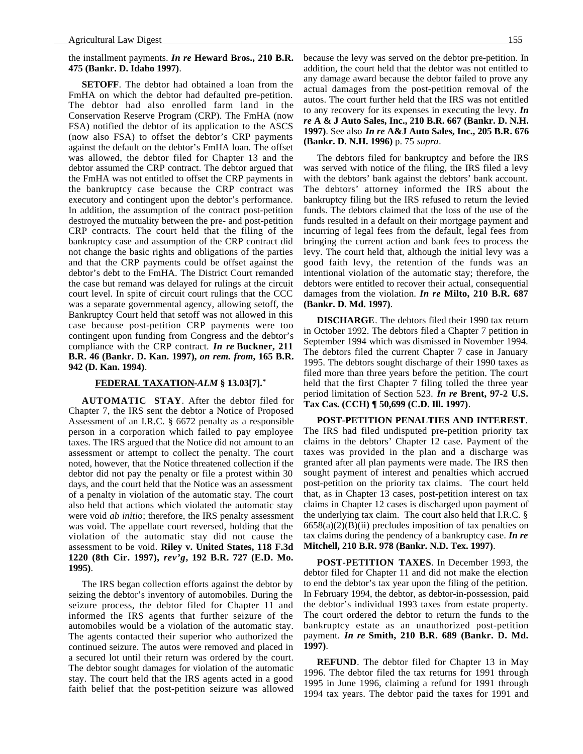the installment payments. ***In re* Heward Bros., 210 B.R. 475 (Bankr. D. Idaho 1997)**.

**SETOFF**. The debtor had obtained a loan from the FmHA on which the debtor had defaulted pre-petition. The debtor had also enrolled farm land in the Conservation Reserve Program (CRP). The FmHA (now FSA) notified the debtor of its application to the ASCS (now also FSA) to offset the debtor's CRP payments against the default on the debtor's FmHA loan. The offset was allowed, the debtor filed for Chapter 13 and the debtor assumed the CRP contract. The debtor argued that the FmHA was not entitled to offset the CRP payments in the bankruptcy case because the CRP contract was executory and contingent upon the debtor's performance. In addition, the assumption of the contract post-petition destroyed the mutuality between the pre- and post-petition CRP contracts. The court held that the filing of the bankruptcy case and assumption of the CRP contract did not change the basic rights and obligations of the parties and that the CRP payments could be offset against the debtor's debt to the FmHA. The District Court remanded the case but remand was delayed for rulings at the circuit court level. In spite of circuit court rulings that the CCC was a separate governmental agency, allowing setoff, the Bankruptcy Court held that setoff was not allowed in this case because post-petition CRP payments were too contingent upon funding from Congress and the debtor's compliance with the CRP contract. ***In re* Buckner, 211 B.R. 46 (Bankr. D. Kan. 1997), *on rem. from*, 165 B.R. 942 (D. Kan. 1994)**.

### FEDERAL TAXATION-*ALM* § 13.03[7].*

**AUTOMATIC STAY**. After the debtor filed for Chapter 7, the IRS sent the debtor a Notice of Proposed Assessment of an I.R.C. § 6672 penalty as a responsible person in a corporation which failed to pay employee taxes. The IRS argued that the Notice did not amount to an assessment or attempt to collect the penalty. The court noted, however, that the Notice threatened collection if the debtor did not pay the penalty or file a protest within 30 days, and the court held that the Notice was an assessment of a penalty in violation of the automatic stay. The court also held that actions which violated the automatic stay were void *ab initio*; therefore, the IRS penalty assessment was void. The appellate court reversed, holding that the violation of the automatic stay did not cause the assessment to be void. **Riley v. United States, 118 F.3d 1220 (8th Cir. 1997), *rev'g*, 192 B.R. 727 (E.D. Mo. 1995)**.

The IRS began collection efforts against the debtor by seizing the debtor's inventory of automobiles. During the seizure process, the debtor filed for Chapter 11 and informed the IRS agents that further seizure of the automobiles would be a violation of the automatic stay. The agents contacted their superior who authorized the continued seizure. The autos were removed and placed in a secured lot until their return was ordered by the court. The debtor sought damages for violation of the automatic stay. The court held that the IRS agents acted in a good faith belief that the post-petition seizure was allowed because the levy was served on the debtor pre-petition. In addition, the court held that the debtor was not entitled to any damage award because the debtor failed to prove any actual damages from the post-petition removal of the autos. The court further held that the IRS was not entitled to any recovery for its expenses in executing the levy. ***In re* A & J Auto Sales, Inc., 210 B.R. 667 (Bankr. D. N.H. 1997)**. See also ***In re* A&J Auto Sales, Inc., 205 B.R. 676 (Bankr. D. N.H. 1996)** p. 75 *supra*.

The debtors filed for bankruptcy and before the IRS was served with notice of the filing, the IRS filed a levy with the debtors' bank against the debtors' bank account. The debtors' attorney informed the IRS about the bankruptcy filing but the IRS refused to return the levied funds. The debtors claimed that the loss of the use of the funds resulted in a default on their mortgage payment and incurring of legal fees from the default, legal fees from bringing the current action and bank fees to process the levy. The court held that, although the initial levy was a good faith levy, the retention of the funds was an intentional violation of the automatic stay; therefore, the debtors were entitled to recover their actual, consequential damages from the violation. ***In re* Milto, 210 B.R. 687 (Bankr. D. Md. 1997)**.

**DISCHARGE**. The debtors filed their 1990 tax return in October 1992. The debtors filed a Chapter 7 petition in September 1994 which was dismissed in November 1994. The debtors filed the current Chapter 7 case in January 1995. The debtors sought discharge of their 1990 taxes as filed more than three years before the petition. The court held that the first Chapter 7 filing tolled the three year period limitation of Section 523. ***In re* Brent, 97-2 U.S. Tax Cas. (CCH) ¶ 50,699 (C.D. Ill. 1997)**.

**POST-PETITION PENALTIES AND INTEREST**. The IRS had filed undisputed pre-petition priority tax claims in the debtors' Chapter 12 case. Payment of the taxes was provided in the plan and a discharge was granted after all plan payments were made. The IRS then sought payment of interest and penalties which accrued post-petition on the priority tax claims. The court held that, as in Chapter 13 cases, post-petition interest on tax claims in Chapter 12 cases is discharged upon payment of the underlying tax claim. The court also held that I.R.C. § 6658(a)(2)(B)(ii) precludes imposition of tax penalties on tax claims during the pendency of a bankruptcy case. ***In re* Mitchell, 210 B.R. 978 (Bankr. N.D. Tex. 1997)**.

**POST-PETITION TAXES**. In December 1993, the debtor filed for Chapter 11 and did not make the election to end the debtor's tax year upon the filing of the petition. In February 1994, the debtor, as debtor-in-possession, paid the debtor's individual 1993 taxes from estate property. The court ordered the debtor to return the funds to the bankruptcy estate as an unauthorized post-petition payment. ***In re* Smith, 210 B.R. 689 (Bankr. D. Md. 1997)**.

**REFUND**. The debtor filed for Chapter 13 in May 1996. The debtor filed the tax returns for 1991 through 1995 in June 1996, claiming a refund for 1991 through 1994 tax years. The debtor paid the taxes for 1991 and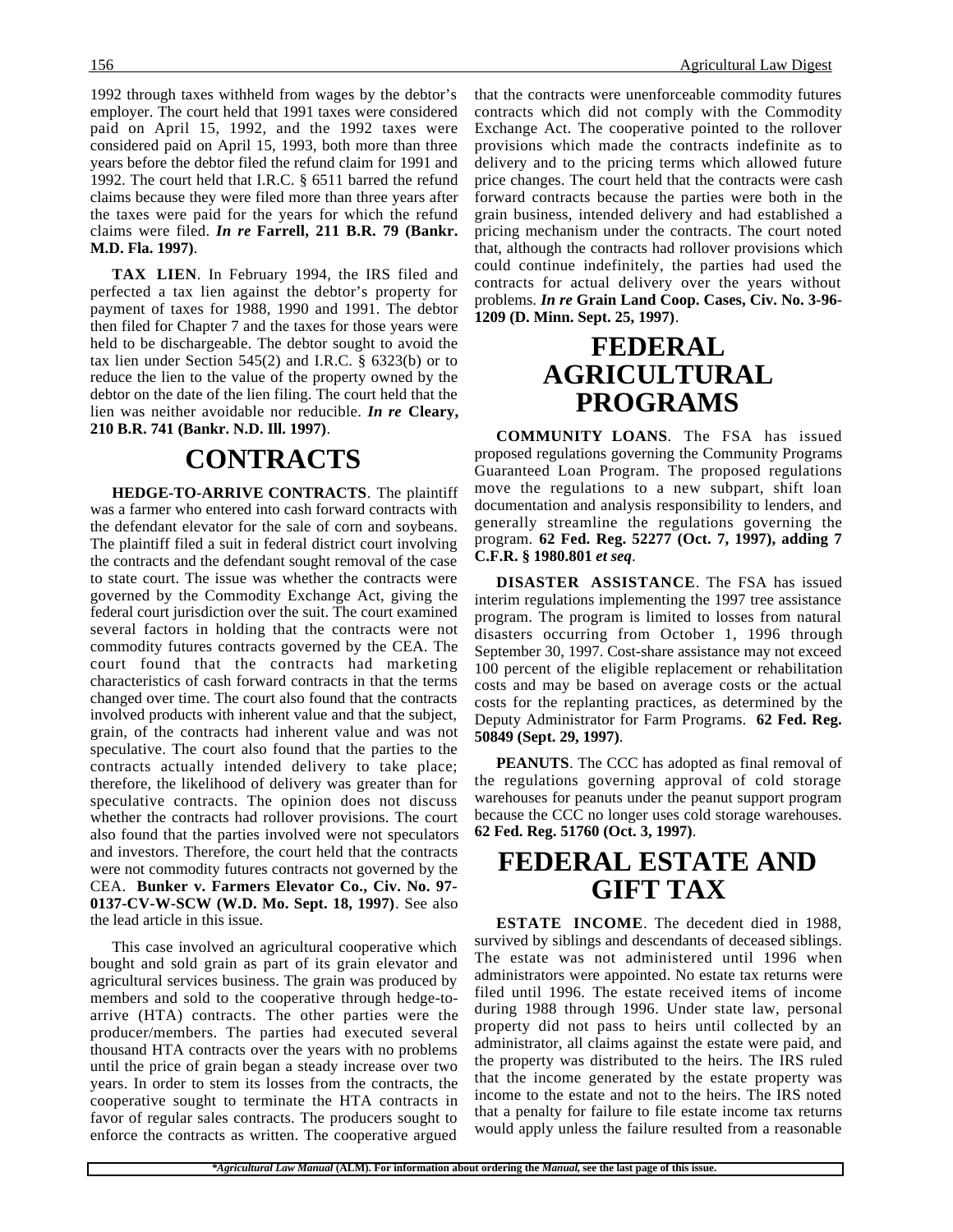1992 through taxes withheld from wages by the debtor's employer. The court held that 1991 taxes were considered paid on April 15, 1992, and the 1992 taxes were considered paid on April 15, 1993, both more than three years before the debtor filed the refund claim for 1991 and 1992. The court held that I.R.C. § 6511 barred the refund claims because they were filed more than three years after the taxes were paid for the years for which the refund claims were filed. ***In re* Farrell, 211 B.R. 79 (Bankr. M.D. Fla. 1997)**.

**TAX LIEN**. In February 1994, the IRS filed and perfected a tax lien against the debtor's property for payment of taxes for 1988, 1990 and 1991. The debtor then filed for Chapter 7 and the taxes for those years were held to be dischargeable. The debtor sought to avoid the tax lien under Section 545(2) and I.R.C. § 6323(b) or to reduce the lien to the value of the property owned by the debtor on the date of the lien filing. The court held that the lien was neither avoidable nor reducible. ***In re* Cleary, 210 B.R. 741 (Bankr. N.D. Ill. 1997)**.

# CONTRACTS

**HEDGE-TO-ARRIVE CONTRACTS**. The plaintiff was a farmer who entered into cash forward contracts with the defendant elevator for the sale of corn and soybeans. The plaintiff filed a suit in federal district court involving the contracts and the defendant sought removal of the case to state court. The issue was whether the contracts were governed by the Commodity Exchange Act, giving the federal court jurisdiction over the suit. The court examined several factors in holding that the contracts were not commodity futures contracts governed by the CEA. The court found that the contracts had marketing characteristics of cash forward contracts in that the terms changed over time. The court also found that the contracts involved products with inherent value and that the subject, grain, of the contracts had inherent value and was not speculative. The court also found that the parties to the contracts actually intended delivery to take place; therefore, the likelihood of delivery was greater than for speculative contracts. The opinion does not discuss whether the contracts had rollover provisions. The court also found that the parties involved were not speculators and investors. Therefore, the court held that the contracts were not commodity futures contracts not governed by the CEA. **Bunker v. Farmers Elevator Co., Civ. No. 97-0137-CV-W-SCW (W.D. Mo. Sept. 18, 1997)**. See also the lead article in this issue.

This case involved an agricultural cooperative which bought and sold grain as part of its grain elevator and agricultural services business. The grain was produced by members and sold to the cooperative through hedge-to-arrive (HTA) contracts. The other parties were the producer/members. The parties had executed several thousand HTA contracts over the years with no problems until the price of grain began a steady increase over two years. In order to stem its losses from the contracts, the cooperative sought to terminate the HTA contracts in favor of regular sales contracts. The producers sought to enforce the contracts as written. The cooperative argued that the contracts were unenforceable commodity futures contracts which did not comply with the Commodity Exchange Act. The cooperative pointed to the rollover provisions which made the contracts indefinite as to delivery and to the pricing terms which allowed future price changes. The court held that the contracts were cash forward contracts because the parties were both in the grain business, intended delivery and had established a pricing mechanism under the contracts. The court noted that, although the contracts had rollover provisions which could continue indefinitely, the parties had used the contracts for actual delivery over the years without problems. ***In re* Grain Land Coop. Cases, Civ. No. 3-96-1209 (D. Minn. Sept. 25, 1997)**.

# FEDERAL AGRICULTURAL PROGRAMS

**COMMUNITY LOANS**. The FSA has issued proposed regulations governing the Community Programs Guaranteed Loan Program. The proposed regulations move the regulations to a new subpart, shift loan documentation and analysis responsibility to lenders, and generally streamline the regulations governing the program. **62 Fed. Reg. 52277 (Oct. 7, 1997), adding 7 C.F.R. § 1980.801 *et seq***.

**DISASTER ASSISTANCE**. The FSA has issued interim regulations implementing the 1997 tree assistance program. The program is limited to losses from natural disasters occurring from October 1, 1996 through September 30, 1997. Cost-share assistance may not exceed 100 percent of the eligible replacement or rehabilitation costs and may be based on average costs or the actual costs for the replanting practices, as determined by the Deputy Administrator for Farm Programs. **62 Fed. Reg. 50849 (Sept. 29, 1997)**.

**PEANUTS**. The CCC has adopted as final removal of the regulations governing approval of cold storage warehouses for peanuts under the peanut support program because the CCC no longer uses cold storage warehouses. **62 Fed. Reg. 51760 (Oct. 3, 1997)**.

# FEDERAL ESTATE AND GIFT TAX

**ESTATE INCOME**. The decedent died in 1988, survived by siblings and descendants of deceased siblings. The estate was not administered until 1996 when administrators were appointed. No estate tax returns were filed until 1996. The estate received items of income during 1988 through 1996. Under state law, personal property did not pass to heirs until collected by an administrator, all claims against the estate were paid, and the property was distributed to the heirs. The IRS ruled that the income generated by the estate property was income to the estate and not to the heirs. The IRS noted that a penalty for failure to file estate income tax returns would apply unless the failure resulted from a reasonable

**\*Agricultural Law Manual* (ALM). For information about ordering the *Manual*, see the last page of this issue.**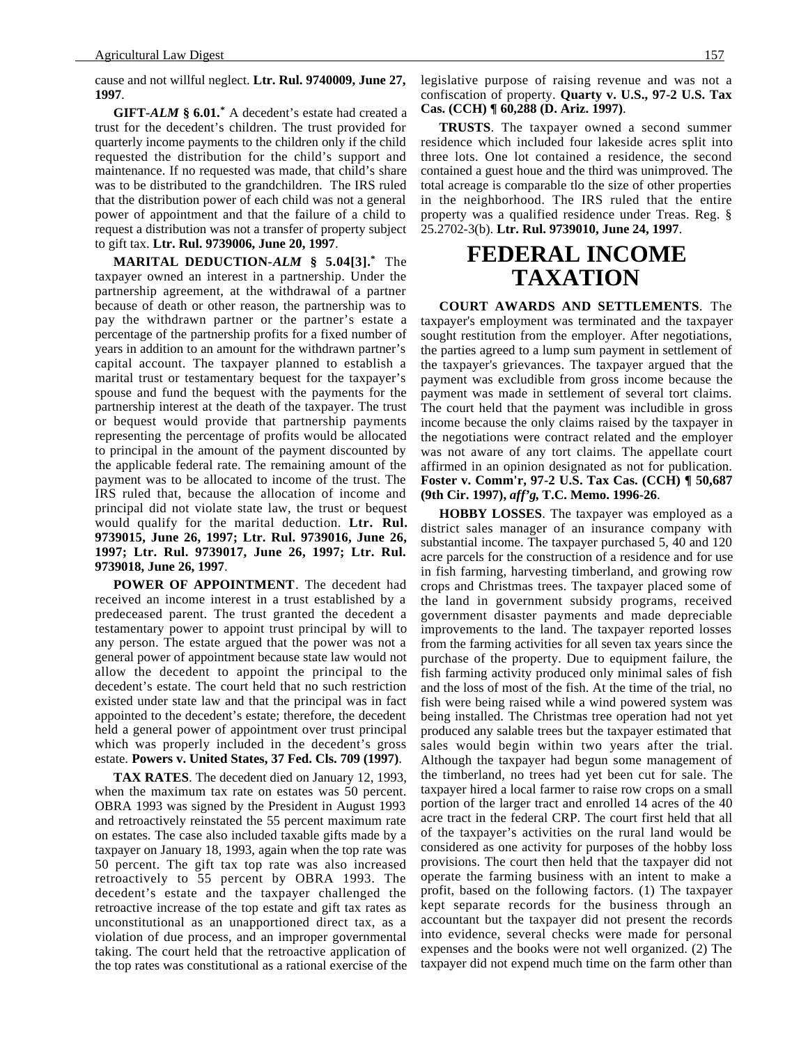cause and not willful neglect. **Ltr. Rul. 9740009, June 27, 1997**.

**GIFT-*ALM* § 6.01.*** A decedent's estate had created a trust for the decedent's children. The trust provided for quarterly income payments to the children only if the child requested the distribution for the child's support and maintenance. If no requested was made, that child's share was to be distributed to the grandchildren. The IRS ruled that the distribution power of each child was not a general power of appointment and that the failure of a child to request a distribution was not a transfer of property subject to gift tax. **Ltr. Rul. 9739006, June 20, 1997**.

**MARITAL DEDUCTION-*ALM* § 5.04[3].*** The taxpayer owned an interest in a partnership. Under the partnership agreement, at the withdrawal of a partner because of death or other reason, the partnership was to pay the withdrawn partner or the partner's estate a percentage of the partnership profits for a fixed number of years in addition to an amount for the withdrawn partner's capital account. The taxpayer planned to establish a marital trust or testamentary bequest for the taxpayer's spouse and fund the bequest with the payments for the partnership interest at the death of the taxpayer. The trust or bequest would provide that partnership payments representing the percentage of profits would be allocated to principal in the amount of the payment discounted by the applicable federal rate. The remaining amount of the payment was to be allocated to income of the trust. The IRS ruled that, because the allocation of income and principal did not violate state law, the trust or bequest would qualify for the marital deduction. **Ltr. Rul. 9739015, June 26, 1997; Ltr. Rul. 9739016, June 26, 1997; Ltr. Rul. 9739017, June 26, 1997; Ltr. Rul. 9739018, June 26, 1997**.

**POWER OF APPOINTMENT**. The decedent had received an income interest in a trust established by a predeceased parent. The trust granted the decedent a testamentary power to appoint trust principal by will to any person. The estate argued that the power was not a general power of appointment because state law would not allow the decedent to appoint the principal to the decedent's estate. The court held that no such restriction existed under state law and that the principal was in fact appointed to the decedent's estate; therefore, the decedent held a general power of appointment over trust principal which was properly included in the decedent's gross estate. **Powers v. United States, 37 Fed. Cls. 709 (1997)**.

**TAX RATES**. The decedent died on January 12, 1993, when the maximum tax rate on estates was 50 percent. OBRA 1993 was signed by the President in August 1993 and retroactively reinstated the 55 percent maximum rate on estates. The case also included taxable gifts made by a taxpayer on January 18, 1993, again when the top rate was 50 percent. The gift tax top rate was also increased retroactively to 55 percent by OBRA 1993. The decedent's estate and the taxpayer challenged the retroactive increase of the top estate and gift tax rates as unconstitutional as an unapportioned direct tax, as a violation of due process, and an improper governmental taking. The court held that the retroactive application of the top rates was constitutional as a rational exercise of the legislative purpose of raising revenue and was not a confiscation of property. **Quarty v. U.S., 97-2 U.S. Tax Cas. (CCH) ¶ 60,288 (D. Ariz. 1997)**.

**TRUSTS**. The taxpayer owned a second summer residence which included four lakeside acres split into three lots. One lot contained a residence, the second contained a guest houe and the third was unimproved. The total acreage is comparable tlo the size of other properties in the neighborhood. The IRS ruled that the entire property was a qualified residence under Treas. Reg. § 25.2702-3(b). **Ltr. Rul. 9739010, June 24, 1997**.

# FEDERAL INCOME TAXATION

**COURT AWARDS AND SETTLEMENTS**. The taxpayer's employment was terminated and the taxpayer sought restitution from the employer. After negotiations, the parties agreed to a lump sum payment in settlement of the taxpayer's grievances. The taxpayer argued that the payment was excludible from gross income because the payment was made in settlement of several tort claims. The court held that the payment was includible in gross income because the only claims raised by the taxpayer in the negotiations were contract related and the employer was not aware of any tort claims. The appellate court affirmed in an opinion designated as not for publication. **Foster v. Comm'r, 97-2 U.S. Tax Cas. (CCH) ¶ 50,687 (9th Cir. 1997), *aff'g*, T.C. Memo. 1996-26**.

**HOBBY LOSSES**. The taxpayer was employed as a district sales manager of an insurance company with substantial income. The taxpayer purchased 5, 40 and 120 acre parcels for the construction of a residence and for use in fish farming, harvesting timberland, and growing row crops and Christmas trees. The taxpayer placed some of the land in government subsidy programs, received government disaster payments and made depreciable improvements to the land. The taxpayer reported losses from the farming activities for all seven tax years since the purchase of the property. Due to equipment failure, the fish farming activity produced only minimal sales of fish and the loss of most of the fish. At the time of the trial, no fish were being raised while a wind powered system was being installed. The Christmas tree operation had not yet produced any salable trees but the taxpayer estimated that sales would begin within two years after the trial. Although the taxpayer had begun some management of the timberland, no trees had yet been cut for sale. The taxpayer hired a local farmer to raise row crops on a small portion of the larger tract and enrolled 14 acres of the 40 acre tract in the federal CRP. The court first held that all of the taxpayer's activities on the rural land would be considered as one activity for purposes of the hobby loss provisions. The court then held that the taxpayer did not operate the farming business with an intent to make a profit, based on the following factors. (1) The taxpayer kept separate records for the business through an accountant but the taxpayer did not present the records into evidence, several checks were made for personal expenses and the books were not well organized. (2) The taxpayer did not expend much time on the farm other than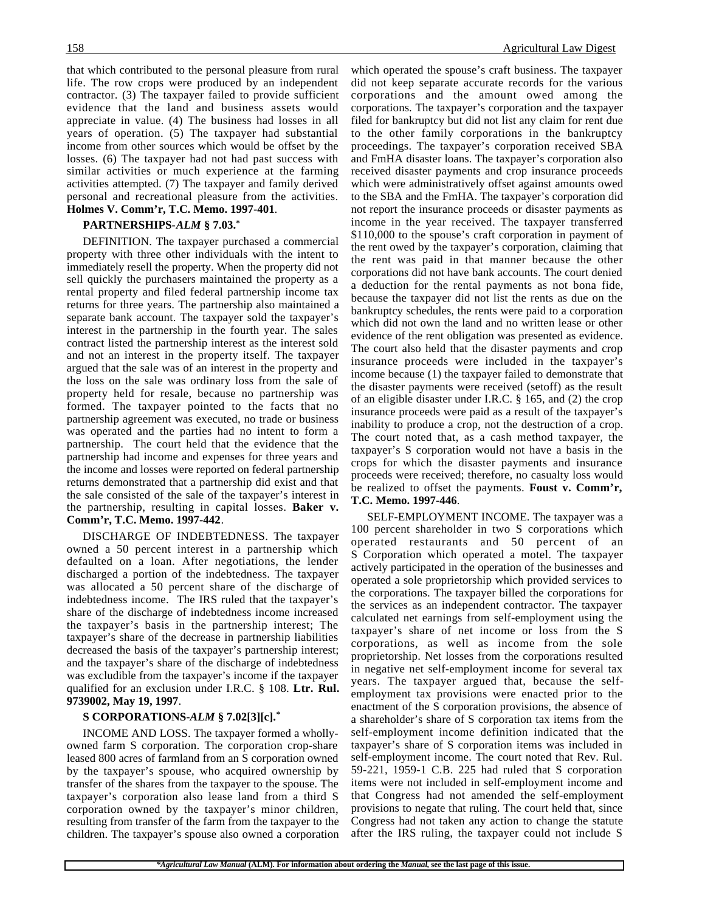that which contributed to the personal pleasure from rural life. The row crops were produced by an independent contractor. (3) The taxpayer failed to provide sufficient evidence that the land and business assets would appreciate in value. (4) The business had losses in all years of operation. (5) The taxpayer had substantial income from other sources which would be offset by the losses. (6) The taxpayer had not had past success with similar activities or much experience at the farming activities attempted. (7) The taxpayer and family derived personal and recreational pleasure from the activities. **Holmes V. Comm'r, T.C. Memo. 1997-401**.

**PARTNERSHIPS-*ALM* § 7.03.***

DEFINITION. The taxpayer purchased a commercial property with three other individuals with the intent to immediately resell the property. When the property did not sell quickly the purchasers maintained the property as a rental property and filed federal partnership income tax returns for three years. The partnership also maintained a separate bank account. The taxpayer sold the taxpayer's interest in the partnership in the fourth year. The sales contract listed the partnership interest as the interest sold and not an interest in the property itself. The taxpayer argued that the sale was of an interest in the property and the loss on the sale was ordinary loss from the sale of property held for resale, because no partnership was formed. The taxpayer pointed to the facts that no partnership agreement was executed, no trade or business was operated and the parties had no intent to form a partnership. The court held that the evidence that the partnership had income and expenses for three years and the income and losses were reported on federal partnership returns demonstrated that a partnership did exist and that the sale consisted of the sale of the taxpayer's interest in the partnership, resulting in capital losses. **Baker v. Comm'r, T.C. Memo. 1997-442**.

DISCHARGE OF INDEBTEDNESS. The taxpayer owned a 50 percent interest in a partnership which defaulted on a loan. After negotiations, the lender discharged a portion of the indebtedness. The taxpayer was allocated a 50 percent share of the discharge of indebtedness income. The IRS ruled that the taxpayer's share of the discharge of indebtedness income increased the taxpayer's basis in the partnership interest; The taxpayer's share of the decrease in partnership liabilities decreased the basis of the taxpayer's partnership interest; and the taxpayer's share of the discharge of indebtedness was excludible from the taxpayer's income if the taxpayer qualified for an exclusion under I.R.C. § 108. **Ltr. Rul. 9739002, May 19, 1997**.

**S CORPORATIONS-*ALM* § 7.02[3][c].***

INCOME AND LOSS. The taxpayer formed a wholly-owned farm S corporation. The corporation crop-share leased 800 acres of farmland from an S corporation owned by the taxpayer's spouse, who acquired ownership by transfer of the shares from the taxpayer to the spouse. The taxpayer's corporation also lease land from a third S corporation owned by the taxpayer's minor children, resulting from transfer of the farm from the taxpayer to the children. The taxpayer's spouse also owned a corporation which operated the spouse's craft business. The taxpayer did not keep separate accurate records for the various corporations and the amount owed among the corporations. The taxpayer's corporation and the taxpayer filed for bankruptcy but did not list any claim for rent due to the other family corporations in the bankruptcy proceedings. The taxpayer's corporation received SBA and FmHA disaster loans. The taxpayer's corporation also received disaster payments and crop insurance proceeds which were administratively offset against amounts owed to the SBA and the FmHA. The taxpayer's corporation did not report the insurance proceeds or disaster payments as income in the year received. The taxpayer transferred $110,000 to the spouse's craft corporation in payment of the rent owed by the taxpayer's corporation, claiming that the rent was paid in that manner because the other corporations did not have bank accounts. The court denied a deduction for the rental payments as not bona fide, because the taxpayer did not list the rents as due on the bankruptcy schedules, the rents were paid to a corporation which did not own the land and no written lease or other evidence of the rent obligation was presented as evidence. The court also held that the disaster payments and crop insurance proceeds were included in the taxpayer's income because (1) the taxpayer failed to demonstrate that the disaster payments were received (setoff) as the result of an eligible disaster under I.R.C. § 165, and (2) the crop insurance proceeds were paid as a result of the taxpayer's inability to produce a crop, not the destruction of a crop. The court noted that, as a cash method taxpayer, the taxpayer's S corporation would not have a basis in the crops for which the disaster payments and insurance proceeds were received; therefore, no casualty loss would be realized to offset the payments. **Foust v. Comm'r, T.C. Memo. 1997-446**.

SELF-EMPLOYMENT INCOME. The taxpayer was a 100 percent shareholder in two S corporations which operated restaurants and 50 percent of an S Corporation which operated a motel. The taxpayer actively participated in the operation of the businesses and operated a sole proprietorship which provided services to the corporations. The taxpayer billed the corporations for the services as an independent contractor. The taxpayer calculated net earnings from self-employment using the taxpayer's share of net income or loss from the S corporations, as well as income from the sole proprietorship. Net losses from the corporations resulted in negative net self-employment income for several tax years. The taxpayer argued that, because the self-employment tax provisions were enacted prior to the enactment of the S corporation provisions, the absence of a shareholder's share of S corporation tax items from the self-employment income definition indicated that the taxpayer's share of S corporation items was included in self-employment income. The court noted that Rev. Rul. 59-221, 1959-1 C.B. 225 had ruled that S corporation items were not included in self-employment income and that Congress had not amended the self-employment provisions to negate that ruling. The court held that, since Congress had not taken any action to change the statute after the IRS ruling, the taxpayer could not include S

**\*Agricultural Law Manual* (ALM). For information about ordering the *Manual*, see the last page of this issue.**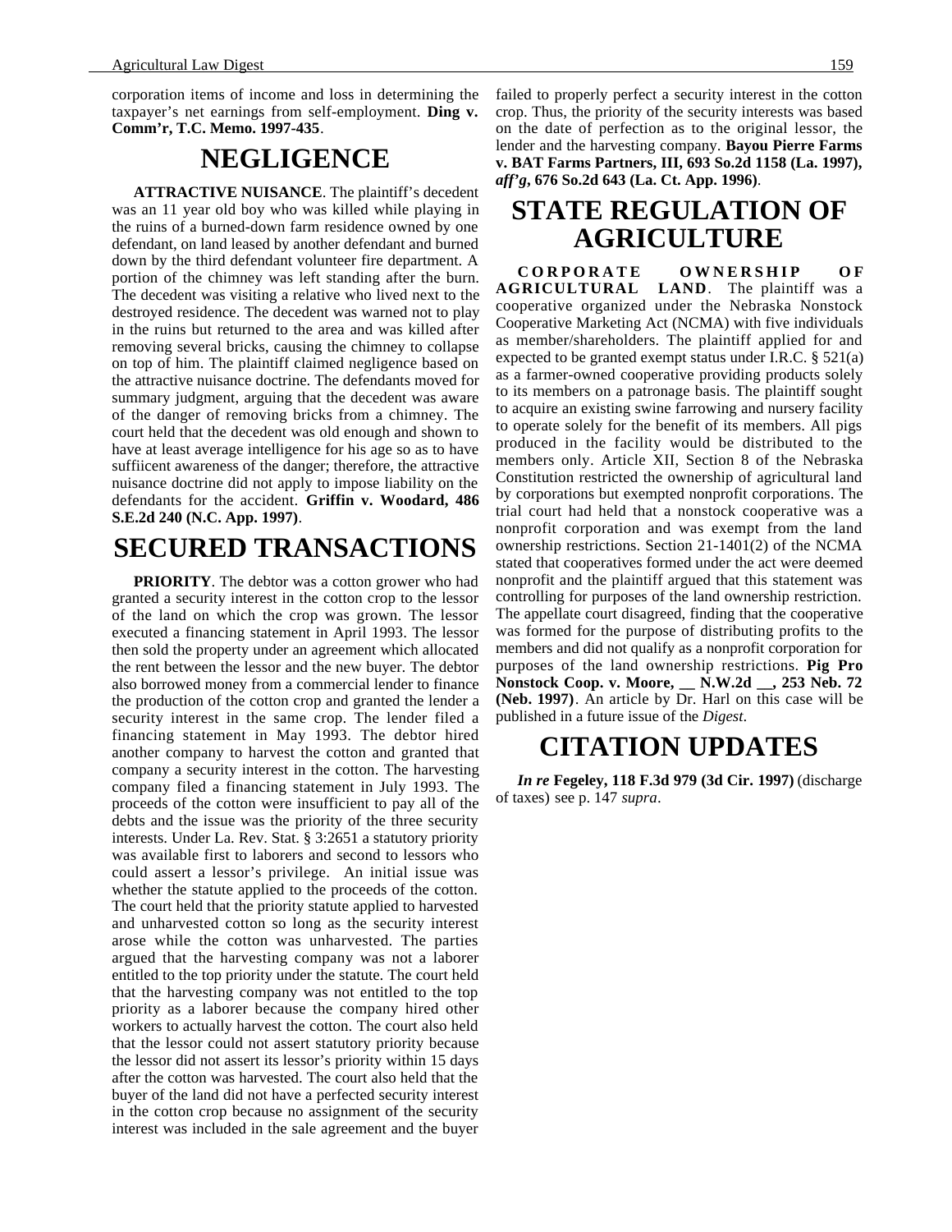corporation items of income and loss in determining the taxpayer's net earnings from self-employment. **Ding v. Comm'r, T.C. Memo. 1997-435**.

# NEGLIGENCE

**ATTRACTIVE NUISANCE**. The plaintiff's decedent was an 11 year old boy who was killed while playing in the ruins of a burned-down farm residence owned by one defendant, on land leased by another defendant and burned down by the third defendant volunteer fire department. A portion of the chimney was left standing after the burn. The decedent was visiting a relative who lived next to the destroyed residence. The decedent was warned not to play in the ruins but returned to the area and was killed after removing several bricks, causing the chimney to collapse on top of him. The plaintiff claimed negligence based on the attractive nuisance doctrine. The defendants moved for summary judgment, arguing that the decedent was aware of the danger of removing bricks from a chimney. The court held that the decedent was old enough and shown to have at least average intelligence for his age so as to have suffiicent awareness of the danger; therefore, the attractive nuisance doctrine did not apply to impose liability on the defendants for the accident. **Griffin v. Woodard, 486 S.E.2d 240 (N.C. App. 1997)**.

# SECURED TRANSACTIONS

**PRIORITY**. The debtor was a cotton grower who had granted a security interest in the cotton crop to the lessor of the land on which the crop was grown. The lessor executed a financing statement in April 1993. The lessor then sold the property under an agreement which allocated the rent between the lessor and the new buyer. The debtor also borrowed money from a commercial lender to finance the production of the cotton crop and granted the lender a security interest in the same crop. The lender filed a financing statement in May 1993. The debtor hired another company to harvest the cotton and granted that company a security interest in the cotton. The harvesting company filed a financing statement in July 1993. The proceeds of the cotton were insufficient to pay all of the debts and the issue was the priority of the three security interests. Under La. Rev. Stat. § 3:2651 a statutory priority was available first to laborers and second to lessors who could assert a lessor's privilege. An initial issue was whether the statute applied to the proceeds of the cotton. The court held that the priority statute applied to harvested and unharvested cotton so long as the security interest arose while the cotton was unharvested. The parties argued that the harvesting company was not a laborer entitled to the top priority under the statute. The court held that the harvesting company was not entitled to the top priority as a laborer because the company hired other workers to actually harvest the cotton. The court also held that the lessor could not assert statutory priority because the lessor did not assert its lessor's priority within 15 days after the cotton was harvested. The court also held that the buyer of the land did not have a perfected security interest in the cotton crop because no assignment of the security interest was included in the sale agreement and the buyer failed to properly perfect a security interest in the cotton crop. Thus, the priority of the security interests was based on the date of perfection as to the original lessor, the lender and the harvesting company. **Bayou Pierre Farms v. BAT Farms Partners, III, 693 So.2d 1158 (La. 1997), *aff'g*, 676 So.2d 643 (La. Ct. App. 1996)**.

# STATE REGULATION OF AGRICULTURE

**CORPORATE OWNERSHIP OF AGRICULTURAL LAND**. The plaintiff was a cooperative organized under the Nebraska Nonstock Cooperative Marketing Act (NCMA) with five individuals as member/shareholders. The plaintiff applied for and expected to be granted exempt status under I.R.C. § 521(a) as a farmer-owned cooperative providing products solely to its members on a patronage basis. The plaintiff sought to acquire an existing swine farrowing and nursery facility to operate solely for the benefit of its members. All pigs produced in the facility would be distributed to the members only. Article XII, Section 8 of the Nebraska Constitution restricted the ownership of agricultural land by corporations but exempted nonprofit corporations. The trial court had held that a nonstock cooperative was a nonprofit corporation and was exempt from the land ownership restrictions. Section 21-1401(2) of the NCMA stated that cooperatives formed under the act were deemed nonprofit and the plaintiff argued that this statement was controlling for purposes of the land ownership restriction. The appellate court disagreed, finding that the cooperative was formed for the purpose of distributing profits to the members and did not qualify as a nonprofit corporation for purposes of the land ownership restrictions. **Pig Pro Nonstock Coop. v. Moore, __ N.W.2d __, 253 Neb. 72 (Neb. 1997)**. An article by Dr. Harl on this case will be published in a future issue of the *Digest*.

# CITATION UPDATES

***In re* Fegeley, 118 F.3d 979 (3d Cir. 1997)** (discharge of taxes) see p. 147 *supra*.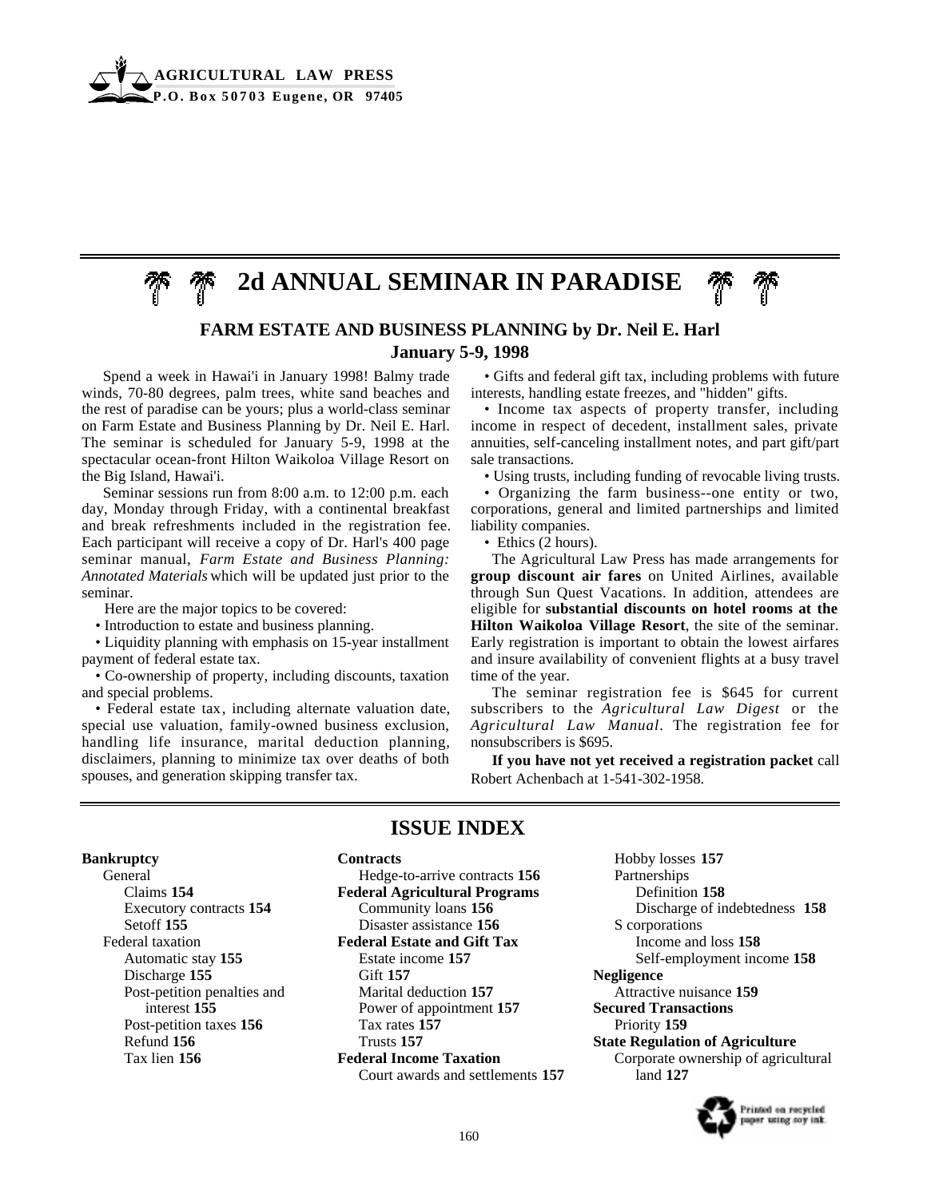**AGRICULTURAL LAW PRESS**
**P.O. Box 50703 Eugene, OR 97405**

# 2d ANNUAL SEMINAR IN PARADISE

## FARM ESTATE AND BUSINESS PLANNING by Dr. Neil E. Harl

### January 5-9, 1998

Spend a week in Hawai'i in January 1998! Balmy trade winds, 70-80 degrees, palm trees, white sand beaches and the rest of paradise can be yours; plus a world-class seminar on Farm Estate and Business Planning by Dr. Neil E. Harl. The seminar is scheduled for January 5-9, 1998 at the spectacular ocean-front Hilton Waikoloa Village Resort on the Big Island, Hawai'i.

Seminar sessions run from 8:00 a.m. to 12:00 p.m. each day, Monday through Friday, with a continental breakfast and break refreshments included in the registration fee. Each participant will receive a copy of Dr. Harl's 400 page seminar manual, *Farm Estate and Business Planning: Annotated Materials* which will be updated just prior to the seminar.

Here are the major topics to be covered:

- Introduction to estate and business planning.
- Liquidity planning with emphasis on 15-year installment payment of federal estate tax.
- Co-ownership of property, including discounts, taxation and special problems.
- Federal estate tax, including alternate valuation date, special use valuation, family-owned business exclusion, handling life insurance, marital deduction planning, disclaimers, planning to minimize tax over deaths of both spouses, and generation skipping transfer tax.
- Gifts and federal gift tax, including problems with future interests, handling estate freezes, and "hidden" gifts.
- Income tax aspects of property transfer, including income in respect of decedent, installment sales, private annuities, self-canceling installment notes, and part gift/part sale transactions.
- Using trusts, including funding of revocable living trusts.
- Organizing the farm business--one entity or two, corporations, general and limited partnerships and limited liability companies.
- Ethics (2 hours).

The Agricultural Law Press has made arrangements for **group discount air fares** on United Airlines, available through Sun Quest Vacations. In addition, attendees are eligible for **substantial discounts on hotel rooms at the Hilton Waikoloa Village Resort**, the site of the seminar. Early registration is important to obtain the lowest airfares and insure availability of convenient flights at a busy travel time of the year.

The seminar registration fee is $645 for current subscribers to the *Agricultural Law Digest* or the *Agricultural Law Manual*. The registration fee for nonsubscribers is $695.

**If you have not yet received a registration packet** call Robert Achenbach at 1-541-302-1958.

## ISSUE INDEX

**Bankruptcy**
- General
  - Claims **154**
  - Executory contracts **154**
  - Setoff **155**
- Federal taxation
  - Automatic stay **155**
  - Discharge **155**
  - Post-petition penalties and interest **155**
  - Post-petition taxes **156**
  - Refund **156**
  - Tax lien **156**

**Contracts**
- Hedge-to-arrive contracts **156**

**Federal Agricultural Programs**
- Community loans **156**
- Disaster assistance **156**

**Federal Estate and Gift Tax**
- Estate income **157**
- Gift **157**
- Marital deduction **157**
- Power of appointment **157**
- Tax rates **157**
- Trusts **157**

**Federal Income Taxation**
- Court awards and settlements **157**
- Hobby losses **157**
- Partnerships
  - Definition **158**
  - Discharge of indebtedness **158**
- S corporations
  - Income and loss **158**
  - Self-employment income **158**

**Negligence**
- Attractive nuisance **159**

**Secured Transactions**
- Priority **159**

**State Regulation of Agriculture**
- Corporate ownership of agricultural land **127**

Printed on recycled paper using soy ink.